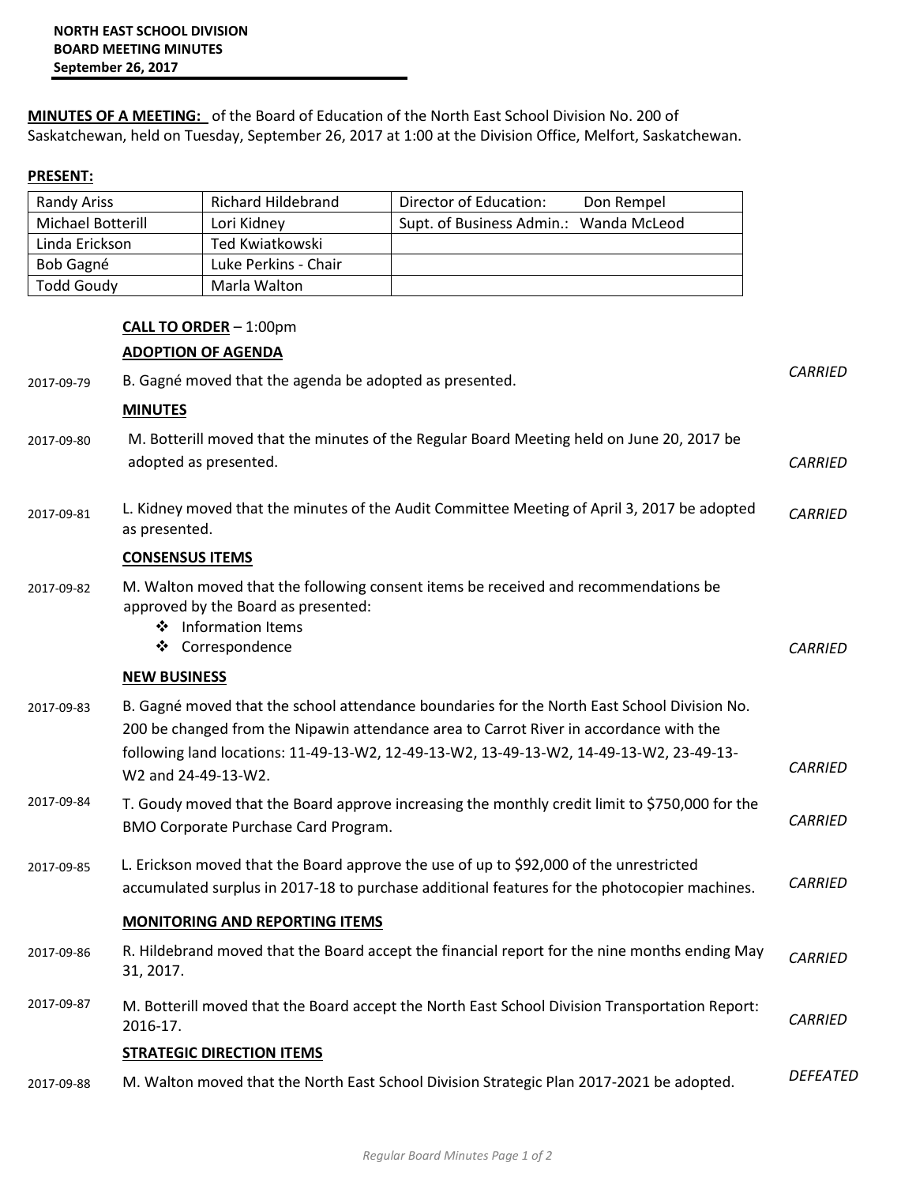**NORTH EAST SCHOOL DIVISION**
**BOARD MEETING MINUTES**
**September 26, 2017**

**MINUTES OF A MEETING:** of the Board of Education of the North East School Division No. 200 of Saskatchewan, held on Tuesday, September 26, 2017 at 1:00 at the Division Office, Melfort, Saskatchewan.

**PRESENT:**

| | | |
|---|---|---|
| Randy Ariss | Richard Hildebrand | Director of Education: Don Rempel |
| Michael Botterill | Lori Kidney | Supt. of Business Admin.: Wanda McLeod |
| Linda Erickson | Ted Kwiatkowski | |
| Bob Gagné | Luke Perkins - Chair | |
| Todd Goudy | Marla Walton | |

**CALL TO ORDER** – 1:00pm

**ADOPTION OF AGENDA**

2017-09-79 B. Gagné moved that the agenda be adopted as presented. *CARRIED*

**MINUTES**

2017-09-80 M. Botterill moved that the minutes of the Regular Board Meeting held on June 20, 2017 be adopted as presented. *CARRIED*

2017-09-81 L. Kidney moved that the minutes of the Audit Committee Meeting of April 3, 2017 be adopted as presented. *CARRIED*

**CONSENSUS ITEMS**

2017-09-82 M. Walton moved that the following consent items be received and recommendations be approved by the Board as presented:

- Information Items
- Correspondence

*CARRIED*

**NEW BUSINESS**

2017-09-83 B. Gagné moved that the school attendance boundaries for the North East School Division No. 200 be changed from the Nipawin attendance area to Carrot River in accordance with the following land locations: 11-49-13-W2, 12-49-13-W2, 13-49-13-W2, 14-49-13-W2, 23-49-13-W2 and 24-49-13-W2. *CARRIED*

2017-09-84 T. Goudy moved that the Board approve increasing the monthly credit limit to $750,000 for the BMO Corporate Purchase Card Program. *CARRIED*

2017-09-85 L. Erickson moved that the Board approve the use of up to $92,000 of the unrestricted accumulated surplus in 2017-18 to purchase additional features for the photocopier machines. *CARRIED*

**MONITORING AND REPORTING ITEMS**

2017-09-86 R. Hildebrand moved that the Board accept the financial report for the nine months ending May 31, 2017. *CARRIED*

2017-09-87 M. Botterill moved that the Board accept the North East School Division Transportation Report: 2016-17. *CARRIED*

**STRATEGIC DIRECTION ITEMS**

2017-09-88 M. Walton moved that the North East School Division Strategic Plan 2017-2021 be adopted. *DEFEATED*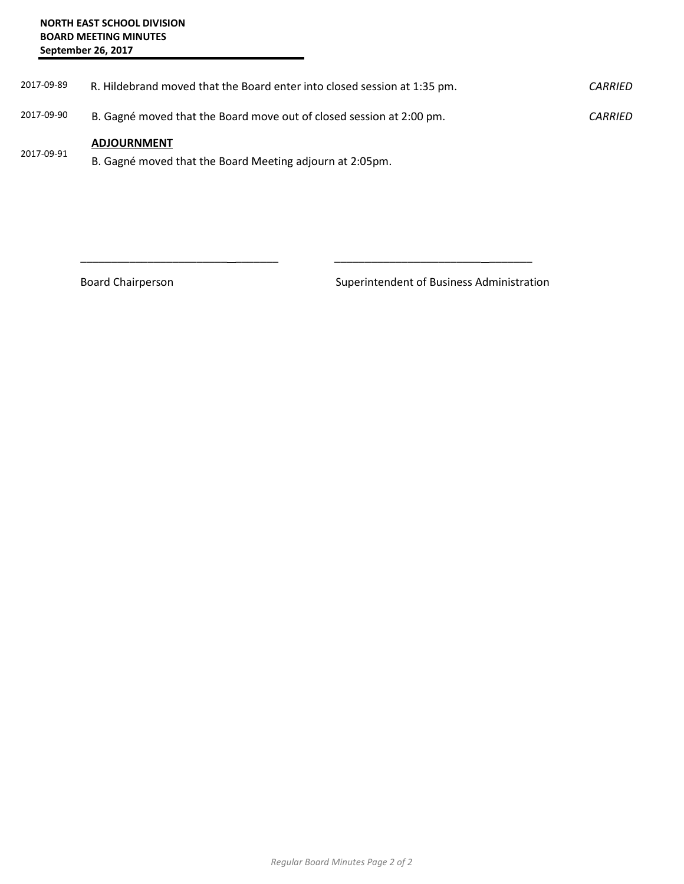2017-09-89 R. Hildebrand moved that the Board enter into closed session at 1:35 pm. *CARRIED*

2017-09-90 B. Gagné moved that the Board move out of closed session at 2:00 pm. *CARRIED*

**ADJOURNMENT**

2017-09-91 B. Gagné moved that the Board Meeting adjourn at 2:05pm.

\_\_\_\_\_\_\_\_\_\_\_\_\_\_\_\_\_\_\_\_\_\_\_\_\_\_\_\_\_\_\_\_ \_\_\_\_\_\_\_\_\_\_\_\_\_\_\_\_\_\_\_\_\_\_\_\_\_\_\_\_\_\_\_\_

Board Chairperson Superintendent of Business Administration